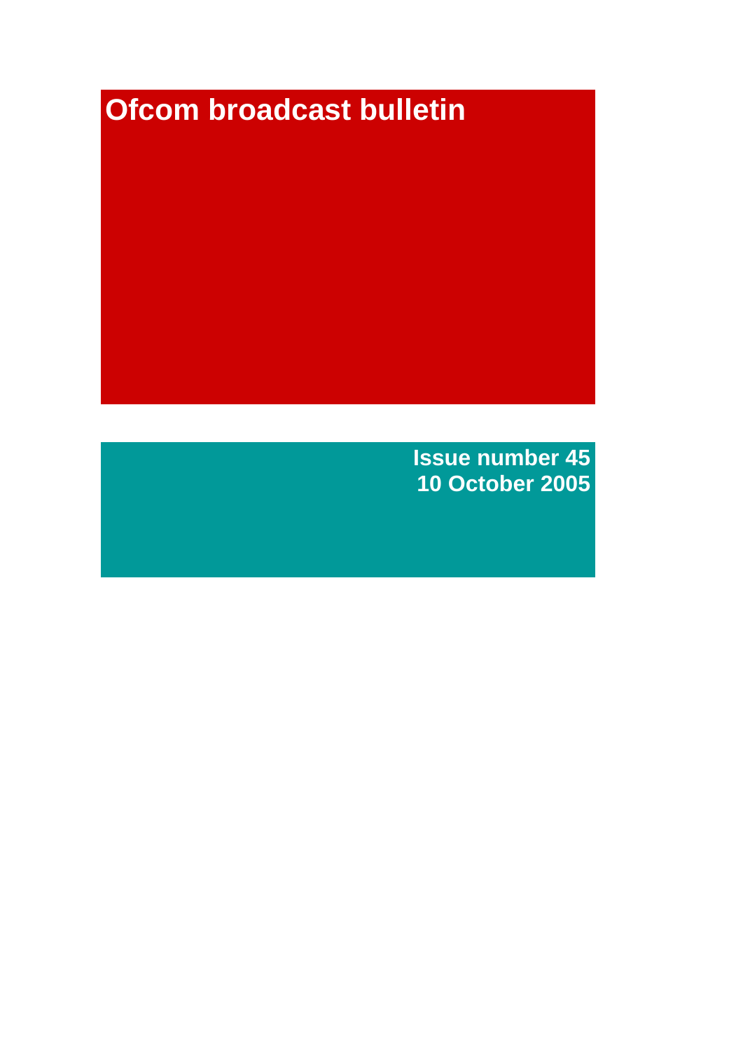# Ofcom broadcast bulletin

**Issue number 45**
**10 October 2005**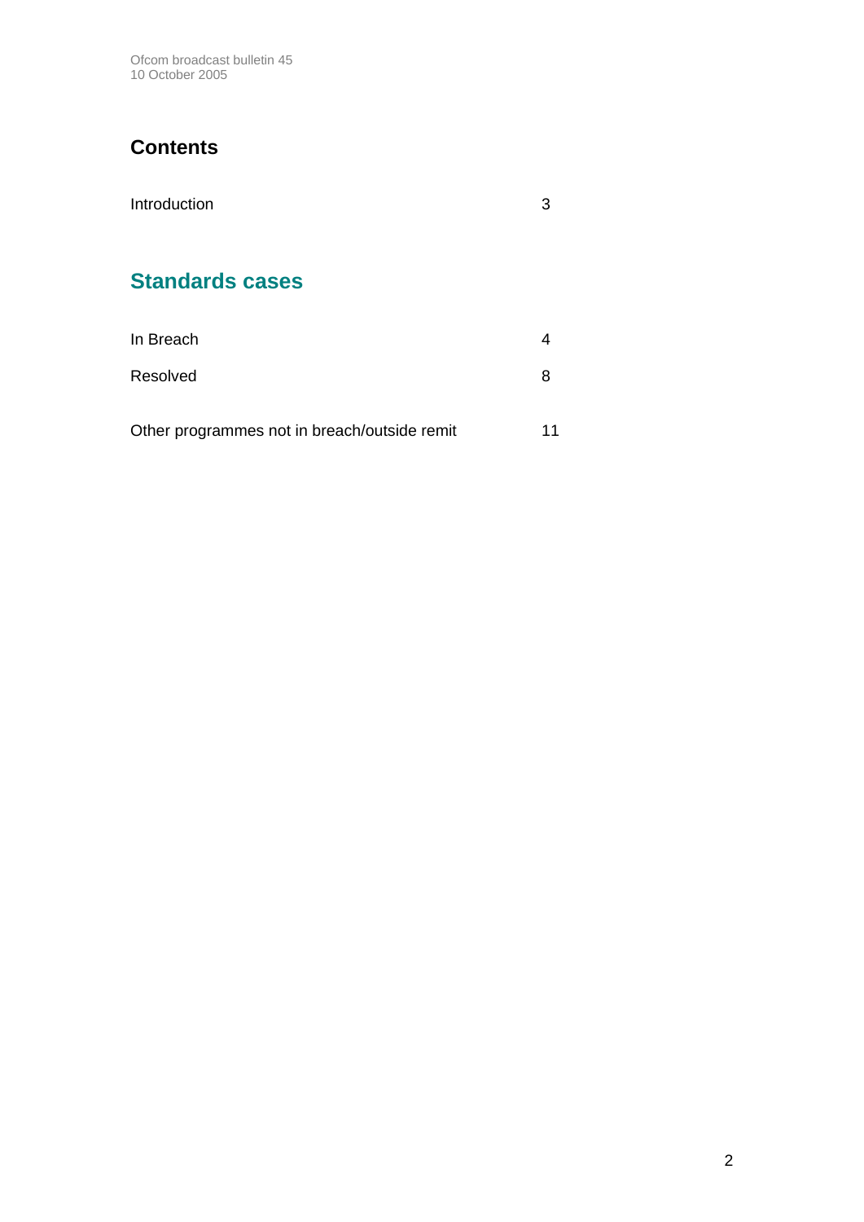# Contents

Introduction 3

## Standards cases

In Breach 4

Resolved 8

Other programmes not in breach/outside remit 11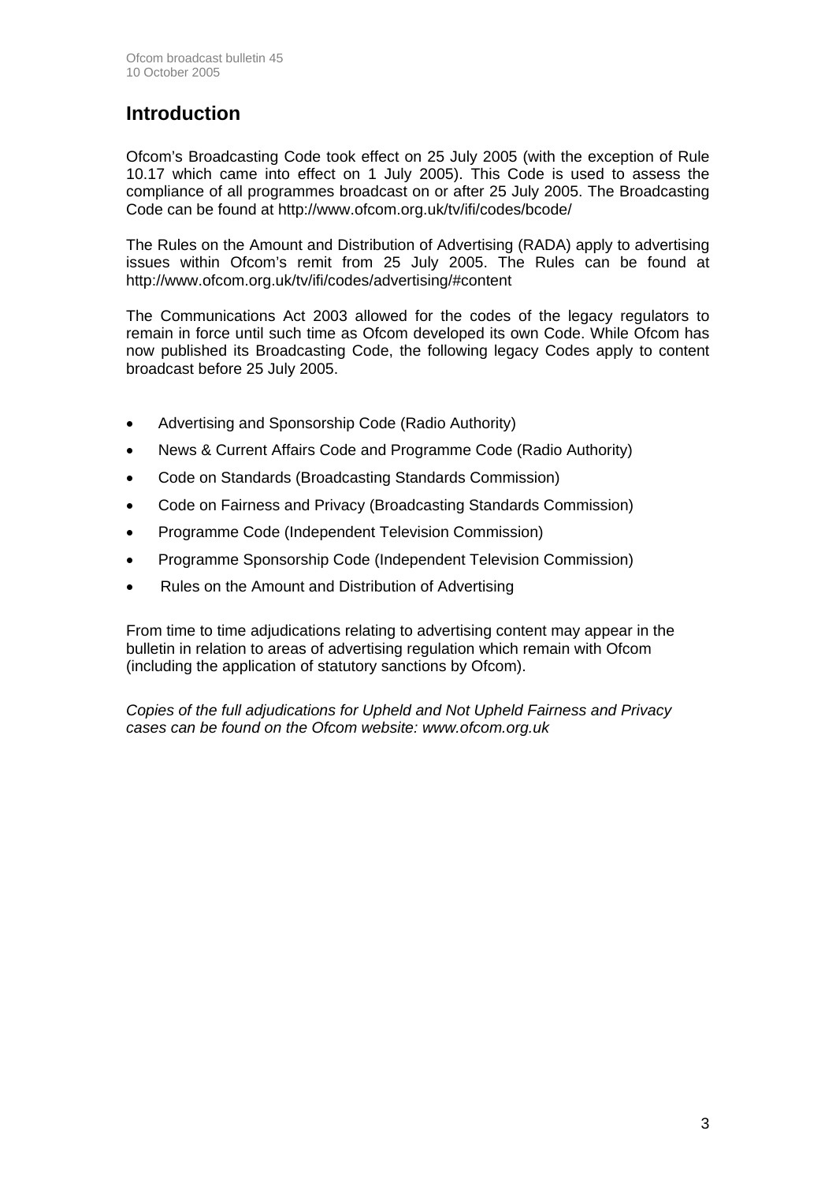# Introduction

Ofcom's Broadcasting Code took effect on 25 July 2005 (with the exception of Rule 10.17 which came into effect on 1 July 2005). This Code is used to assess the compliance of all programmes broadcast on or after 25 July 2005. The Broadcasting Code can be found at http://www.ofcom.org.uk/tv/ifi/codes/bcode/

The Rules on the Amount and Distribution of Advertising (RADA) apply to advertising issues within Ofcom's remit from 25 July 2005. The Rules can be found at http://www.ofcom.org.uk/tv/ifi/codes/advertising/#content

The Communications Act 2003 allowed for the codes of the legacy regulators to remain in force until such time as Ofcom developed its own Code. While Ofcom has now published its Broadcasting Code, the following legacy Codes apply to content broadcast before 25 July 2005.

- Advertising and Sponsorship Code (Radio Authority)
- News & Current Affairs Code and Programme Code (Radio Authority)
- Code on Standards (Broadcasting Standards Commission)
- Code on Fairness and Privacy (Broadcasting Standards Commission)
- Programme Code (Independent Television Commission)
- Programme Sponsorship Code (Independent Television Commission)
- Rules on the Amount and Distribution of Advertising

From time to time adjudications relating to advertising content may appear in the bulletin in relation to areas of advertising regulation which remain with Ofcom (including the application of statutory sanctions by Ofcom).

*Copies of the full adjudications for Upheld and Not Upheld Fairness and Privacy cases can be found on the Ofcom website: www.ofcom.org.uk*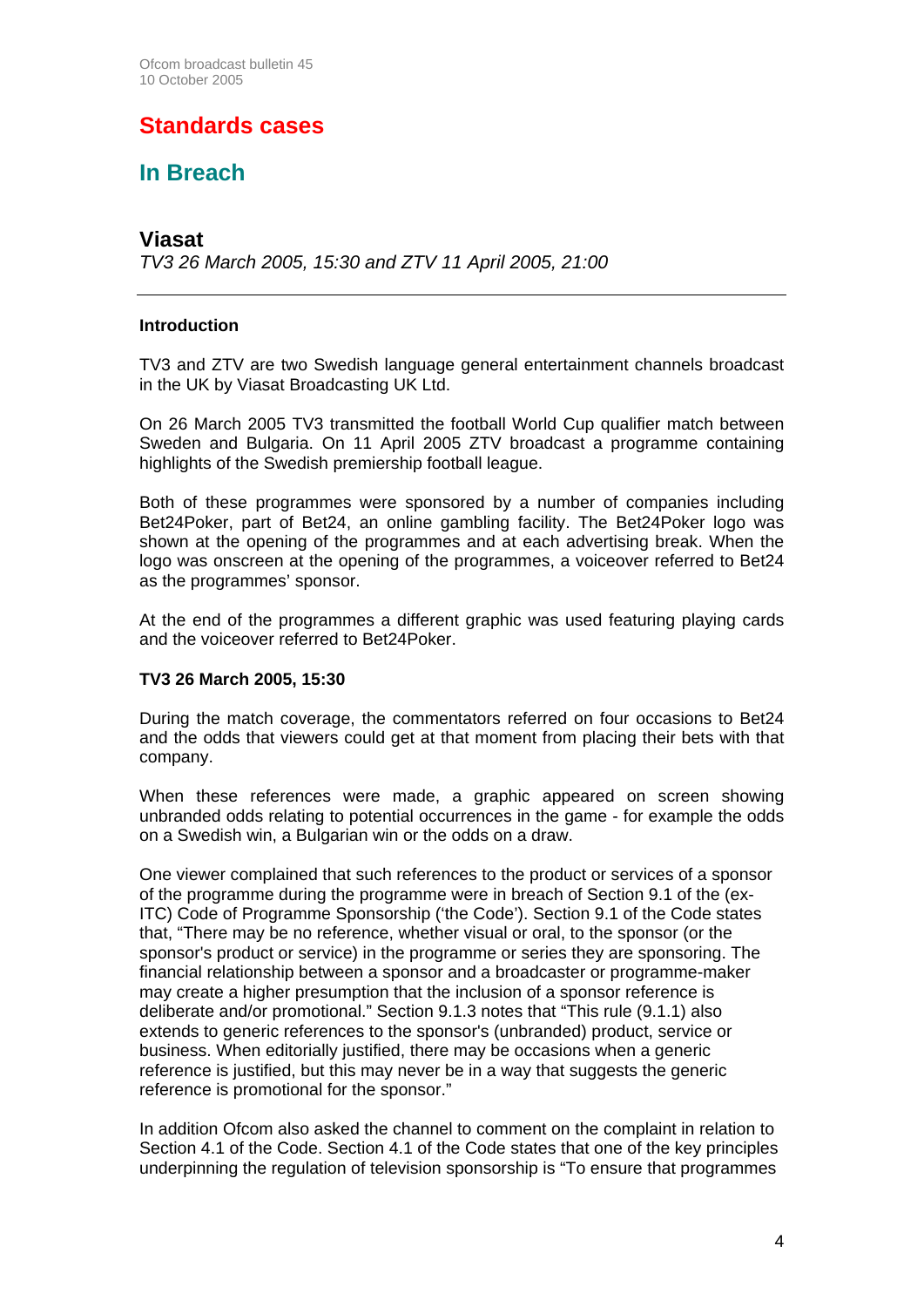# Standards cases

## In Breach

### Viasat

*TV3 26 March 2005, 15:30 and ZTV 11 April 2005, 21:00*

---

**Introduction**

TV3 and ZTV are two Swedish language general entertainment channels broadcast in the UK by Viasat Broadcasting UK Ltd.

On 26 March 2005 TV3 transmitted the football World Cup qualifier match between Sweden and Bulgaria. On 11 April 2005 ZTV broadcast a programme containing highlights of the Swedish premiership football league.

Both of these programmes were sponsored by a number of companies including Bet24Poker, part of Bet24, an online gambling facility. The Bet24Poker logo was shown at the opening of the programmes and at each advertising break. When the logo was onscreen at the opening of the programmes, a voiceover referred to Bet24 as the programmes' sponsor.

At the end of the programmes a different graphic was used featuring playing cards and the voiceover referred to Bet24Poker.

**TV3 26 March 2005, 15:30**

During the match coverage, the commentators referred on four occasions to Bet24 and the odds that viewers could get at that moment from placing their bets with that company.

When these references were made, a graphic appeared on screen showing unbranded odds relating to potential occurrences in the game - for example the odds on a Swedish win, a Bulgarian win or the odds on a draw.

One viewer complained that such references to the product or services of a sponsor of the programme during the programme were in breach of Section 9.1 of the (ex-ITC) Code of Programme Sponsorship ('the Code'). Section 9.1 of the Code states that, "There may be no reference, whether visual or oral, to the sponsor (or the sponsor's product or service) in the programme or series they are sponsoring. The financial relationship between a sponsor and a broadcaster or programme-maker may create a higher presumption that the inclusion of a sponsor reference is deliberate and/or promotional." Section 9.1.3 notes that "This rule (9.1.1) also extends to generic references to the sponsor's (unbranded) product, service or business. When editorially justified, there may be occasions when a generic reference is justified, but this may never be in a way that suggests the generic reference is promotional for the sponsor."

In addition Ofcom also asked the channel to comment on the complaint in relation to Section 4.1 of the Code. Section 4.1 of the Code states that one of the key principles underpinning the regulation of television sponsorship is "To ensure that programmes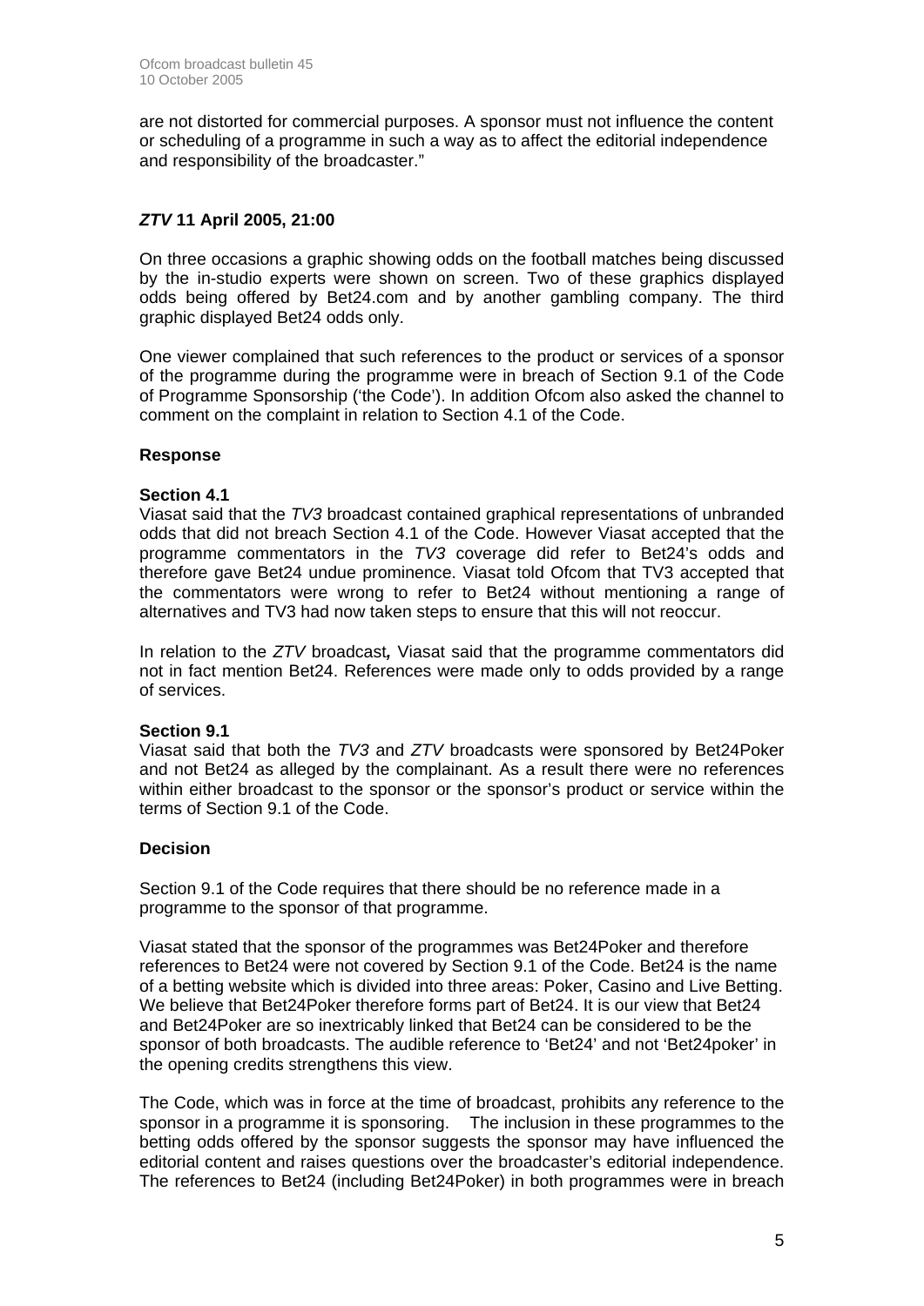are not distorted for commercial purposes. A sponsor must not influence the content or scheduling of a programme in such a way as to affect the editorial independence and responsibility of the broadcaster."

### *ZTV* 11 April 2005, 21:00

On three occasions a graphic showing odds on the football matches being discussed by the in-studio experts were shown on screen. Two of these graphics displayed odds being offered by Bet24.com and by another gambling company. The third graphic displayed Bet24 odds only.

One viewer complained that such references to the product or services of a sponsor of the programme during the programme were in breach of Section 9.1 of the Code of Programme Sponsorship ('the Code'). In addition Ofcom also asked the channel to comment on the complaint in relation to Section 4.1 of the Code.

### Response

**Section 4.1**

Viasat said that the *TV3* broadcast contained graphical representations of unbranded odds that did not breach Section 4.1 of the Code. However Viasat accepted that the programme commentators in the *TV3* coverage did refer to Bet24's odds and therefore gave Bet24 undue prominence. Viasat told Ofcom that TV3 accepted that the commentators were wrong to refer to Bet24 without mentioning a range of alternatives and TV3 had now taken steps to ensure that this will not reoccur.

In relation to the *ZTV* broadcast***,*** Viasat said that the programme commentators did not in fact mention Bet24. References were made only to odds provided by a range of services.

**Section 9.1**

Viasat said that both the *TV3* and *ZTV* broadcasts were sponsored by Bet24Poker and not Bet24 as alleged by the complainant. As a result there were no references within either broadcast to the sponsor or the sponsor's product or service within the terms of Section 9.1 of the Code.

### Decision

Section 9.1 of the Code requires that there should be no reference made in a programme to the sponsor of that programme.

Viasat stated that the sponsor of the programmes was Bet24Poker and therefore references to Bet24 were not covered by Section 9.1 of the Code. Bet24 is the name of a betting website which is divided into three areas: Poker, Casino and Live Betting. We believe that Bet24Poker therefore forms part of Bet24. It is our view that Bet24 and Bet24Poker are so inextricably linked that Bet24 can be considered to be the sponsor of both broadcasts. The audible reference to 'Bet24' and not 'Bet24poker' in the opening credits strengthens this view.

The Code, which was in force at the time of broadcast, prohibits any reference to the sponsor in a programme it is sponsoring. The inclusion in these programmes to the betting odds offered by the sponsor suggests the sponsor may have influenced the editorial content and raises questions over the broadcaster's editorial independence. The references to Bet24 (including Bet24Poker) in both programmes were in breach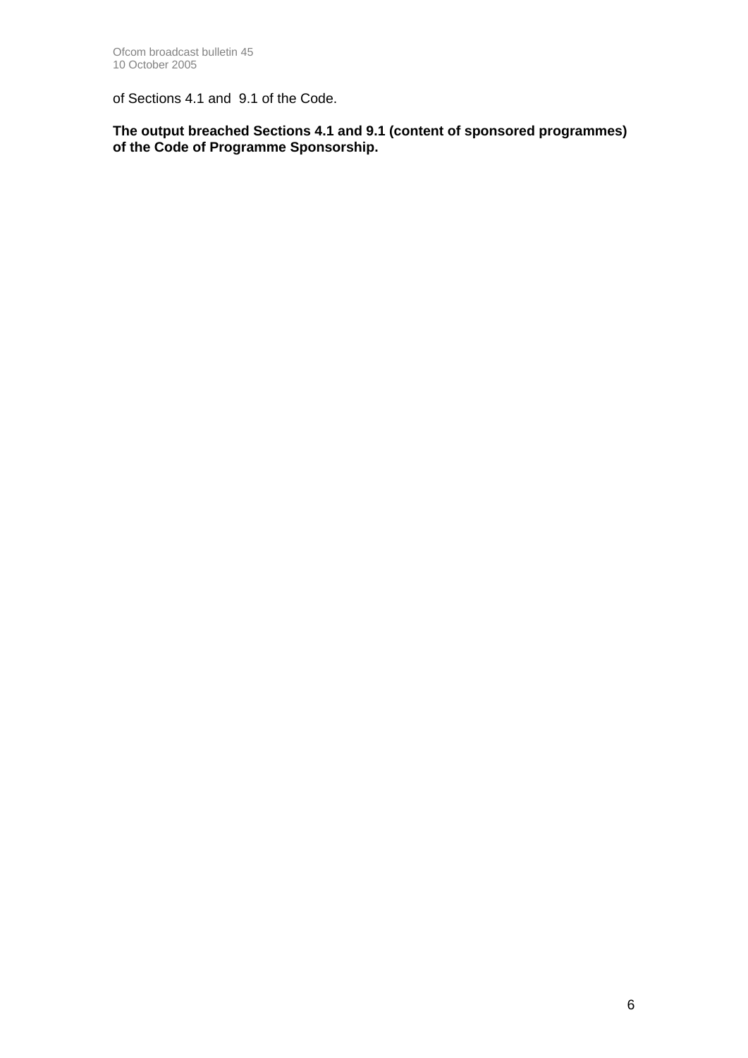of Sections 4.1 and 9.1 of the Code.

**The output breached Sections 4.1 and 9.1 (content of sponsored programmes) of the Code of Programme Sponsorship.**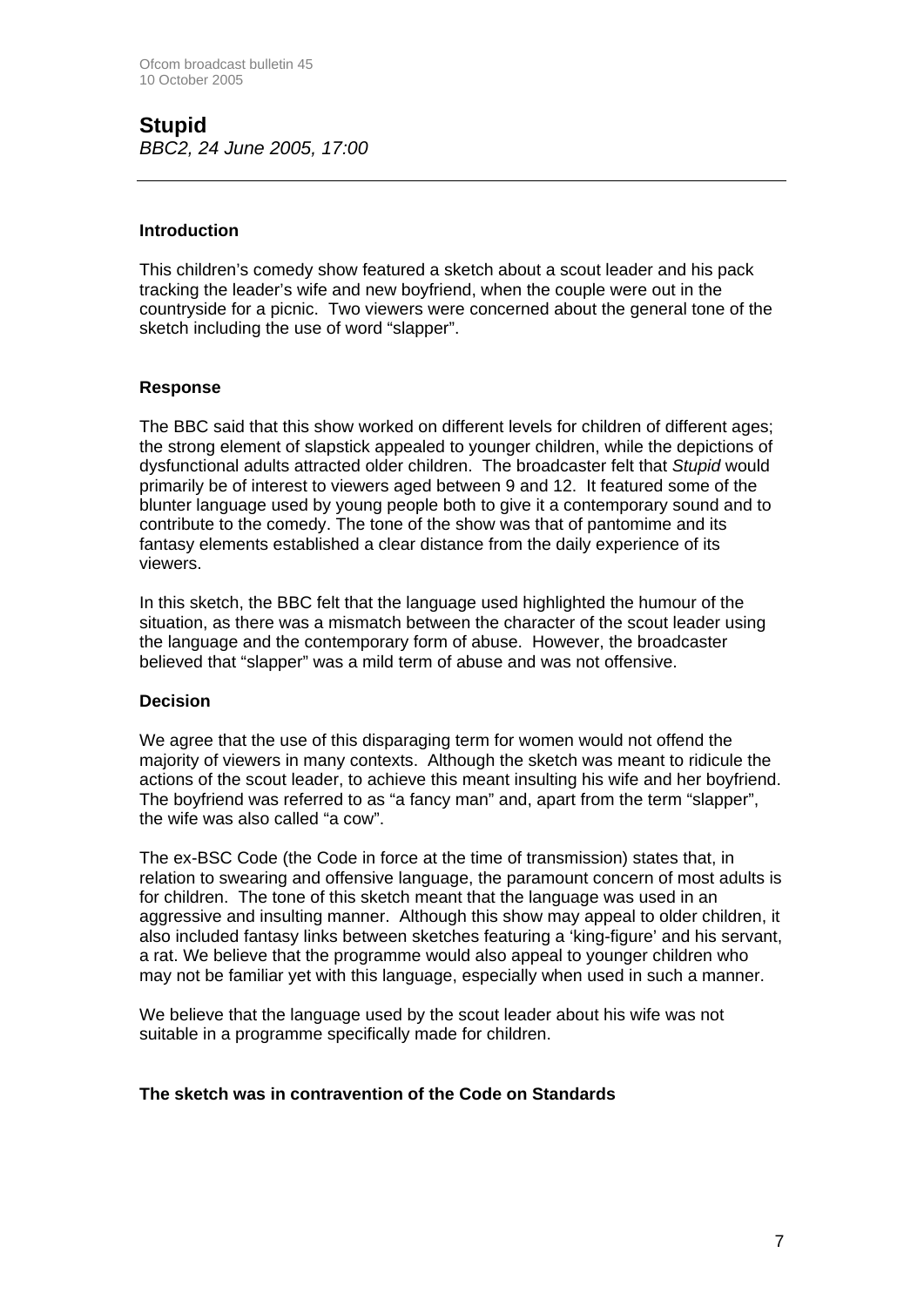## Stupid

*BBC2, 24 June 2005, 17:00*

---

### Introduction

This children's comedy show featured a sketch about a scout leader and his pack tracking the leader's wife and new boyfriend, when the couple were out in the countryside for a picnic. Two viewers were concerned about the general tone of the sketch including the use of word "slapper".

### Response

The BBC said that this show worked on different levels for children of different ages; the strong element of slapstick appealed to younger children, while the depictions of dysfunctional adults attracted older children. The broadcaster felt that *Stupid* would primarily be of interest to viewers aged between 9 and 12. It featured some of the blunter language used by young people both to give it a contemporary sound and to contribute to the comedy. The tone of the show was that of pantomime and its fantasy elements established a clear distance from the daily experience of its viewers.

In this sketch, the BBC felt that the language used highlighted the humour of the situation, as there was a mismatch between the character of the scout leader using the language and the contemporary form of abuse. However, the broadcaster believed that "slapper" was a mild term of abuse and was not offensive.

### Decision

We agree that the use of this disparaging term for women would not offend the majority of viewers in many contexts. Although the sketch was meant to ridicule the actions of the scout leader, to achieve this meant insulting his wife and her boyfriend. The boyfriend was referred to as "a fancy man" and, apart from the term "slapper", the wife was also called "a cow".

The ex-BSC Code (the Code in force at the time of transmission) states that, in relation to swearing and offensive language, the paramount concern of most adults is for children. The tone of this sketch meant that the language was used in an aggressive and insulting manner. Although this show may appeal to older children, it also included fantasy links between sketches featuring a 'king-figure' and his servant, a rat. We believe that the programme would also appeal to younger children who may not be familiar yet with this language, especially when used in such a manner.

We believe that the language used by the scout leader about his wife was not suitable in a programme specifically made for children.

**The sketch was in contravention of the Code on Standards**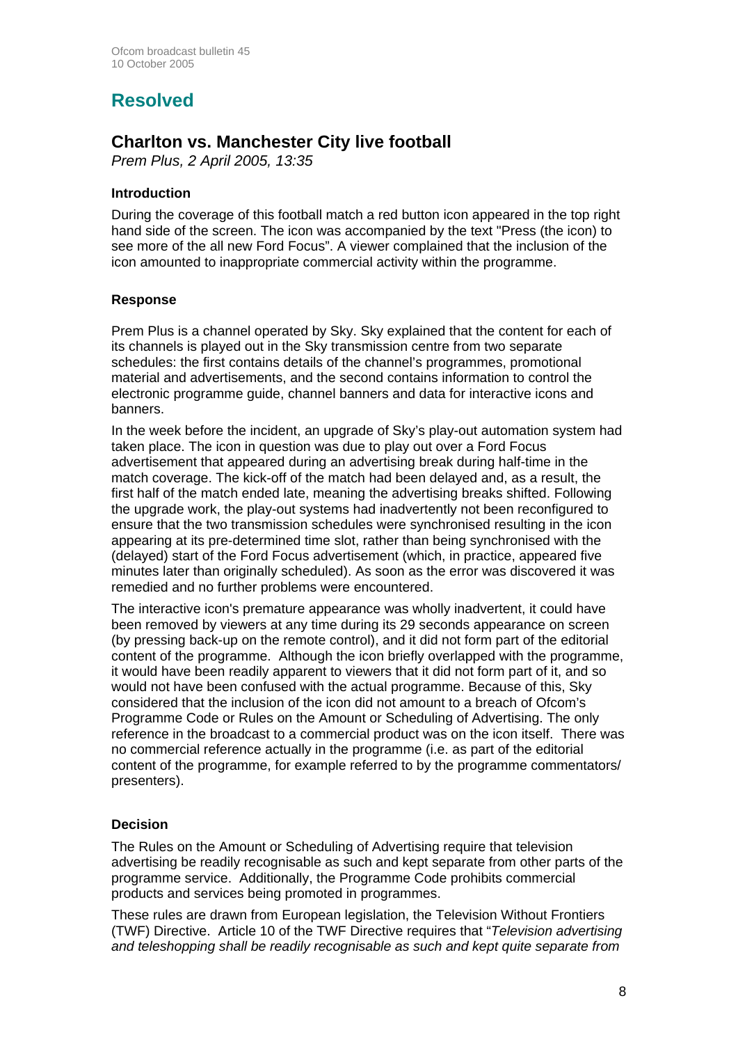## Resolved

### Charlton vs. Manchester City live football

*Prem Plus, 2 April 2005, 13:35*

#### Introduction

During the coverage of this football match a red button icon appeared in the top right hand side of the screen. The icon was accompanied by the text "Press (the icon) to see more of the all new Ford Focus". A viewer complained that the inclusion of the icon amounted to inappropriate commercial activity within the programme.

#### Response

Prem Plus is a channel operated by Sky. Sky explained that the content for each of its channels is played out in the Sky transmission centre from two separate schedules: the first contains details of the channel's programmes, promotional material and advertisements, and the second contains information to control the electronic programme guide, channel banners and data for interactive icons and banners.

In the week before the incident, an upgrade of Sky's play-out automation system had taken place. The icon in question was due to play out over a Ford Focus advertisement that appeared during an advertising break during half-time in the match coverage. The kick-off of the match had been delayed and, as a result, the first half of the match ended late, meaning the advertising breaks shifted. Following the upgrade work, the play-out systems had inadvertently not been reconfigured to ensure that the two transmission schedules were synchronised resulting in the icon appearing at its pre-determined time slot, rather than being synchronised with the (delayed) start of the Ford Focus advertisement (which, in practice, appeared five minutes later than originally scheduled). As soon as the error was discovered it was remedied and no further problems were encountered.

The interactive icon's premature appearance was wholly inadvertent, it could have been removed by viewers at any time during its 29 seconds appearance on screen (by pressing back-up on the remote control), and it did not form part of the editorial content of the programme. Although the icon briefly overlapped with the programme, it would have been readily apparent to viewers that it did not form part of it, and so would not have been confused with the actual programme. Because of this, Sky considered that the inclusion of the icon did not amount to a breach of Ofcom's Programme Code or Rules on the Amount or Scheduling of Advertising. The only reference in the broadcast to a commercial product was on the icon itself. There was no commercial reference actually in the programme (i.e. as part of the editorial content of the programme, for example referred to by the programme commentators/ presenters).

#### Decision

The Rules on the Amount or Scheduling of Advertising require that television advertising be readily recognisable as such and kept separate from other parts of the programme service. Additionally, the Programme Code prohibits commercial products and services being promoted in programmes.

These rules are drawn from European legislation, the Television Without Frontiers (TWF) Directive. Article 10 of the TWF Directive requires that "*Television advertising and teleshopping shall be readily recognisable as such and kept quite separate from*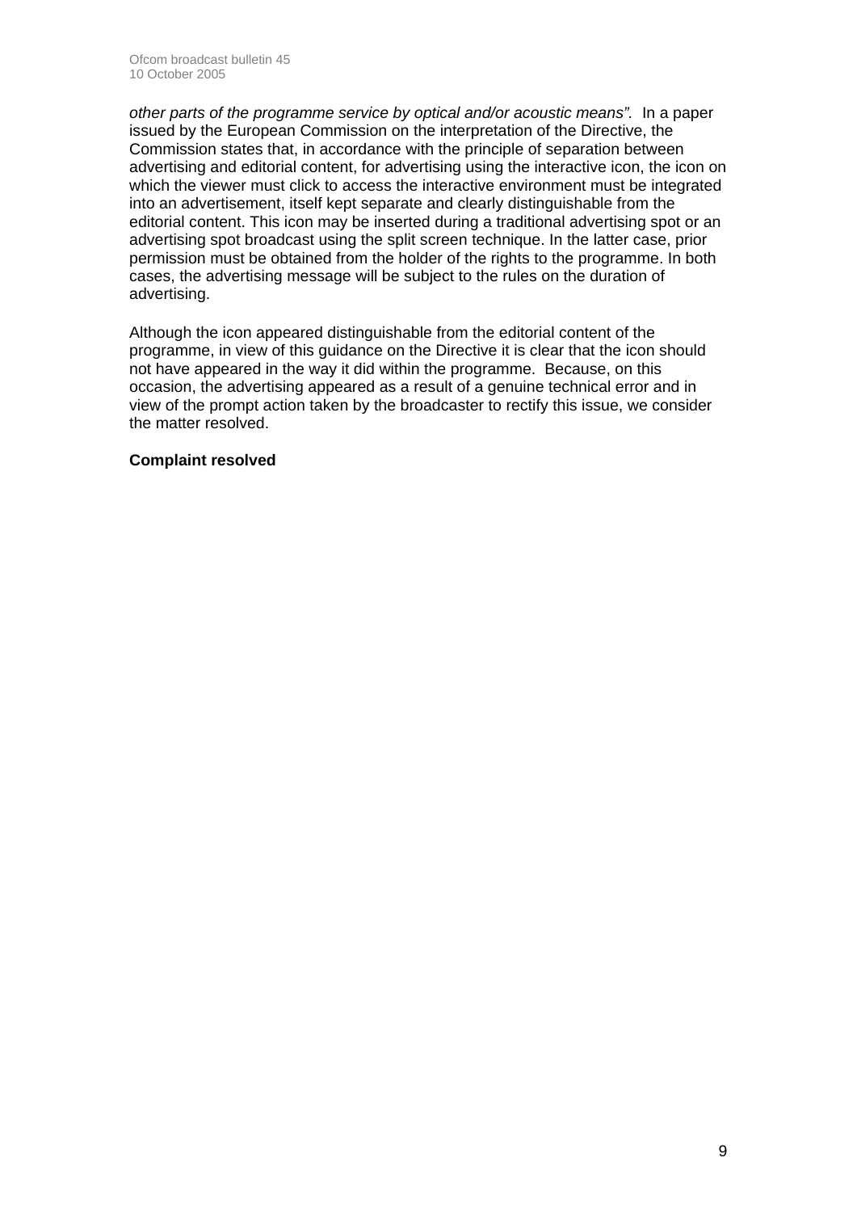*other parts of the programme service by optical and/or acoustic means".* In a paper issued by the European Commission on the interpretation of the Directive, the Commission states that, in accordance with the principle of separation between advertising and editorial content, for advertising using the interactive icon, the icon on which the viewer must click to access the interactive environment must be integrated into an advertisement, itself kept separate and clearly distinguishable from the editorial content. This icon may be inserted during a traditional advertising spot or an advertising spot broadcast using the split screen technique. In the latter case, prior permission must be obtained from the holder of the rights to the programme. In both cases, the advertising message will be subject to the rules on the duration of advertising.

Although the icon appeared distinguishable from the editorial content of the programme, in view of this guidance on the Directive it is clear that the icon should not have appeared in the way it did within the programme. Because, on this occasion, the advertising appeared as a result of a genuine technical error and in view of the prompt action taken by the broadcaster to rectify this issue, we consider the matter resolved.

**Complaint resolved**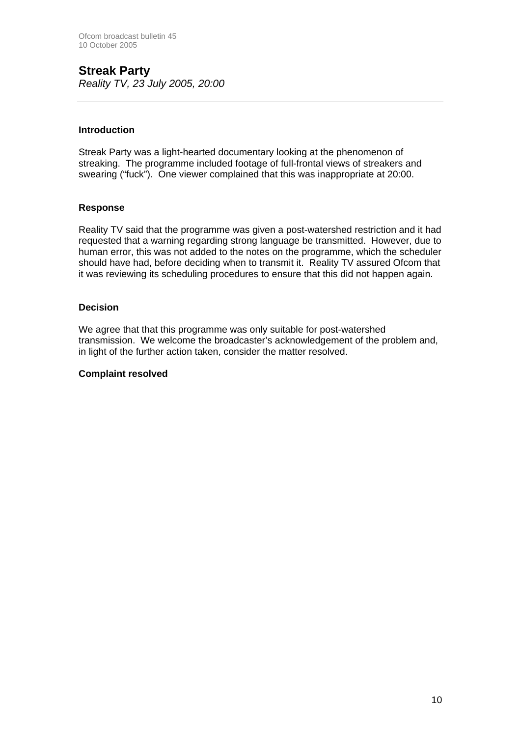## Streak Party

*Reality TV, 23 July 2005, 20:00*

---

### Introduction

Streak Party was a light-hearted documentary looking at the phenomenon of streaking. The programme included footage of full-frontal views of streakers and swearing ("fuck"). One viewer complained that this was inappropriate at 20:00.

### Response

Reality TV said that the programme was given a post-watershed restriction and it had requested that a warning regarding strong language be transmitted. However, due to human error, this was not added to the notes on the programme, which the scheduler should have had, before deciding when to transmit it. Reality TV assured Ofcom that it was reviewing its scheduling procedures to ensure that this did not happen again.

### Decision

We agree that that this programme was only suitable for post-watershed transmission. We welcome the broadcaster's acknowledgement of the problem and, in light of the further action taken, consider the matter resolved.

**Complaint resolved**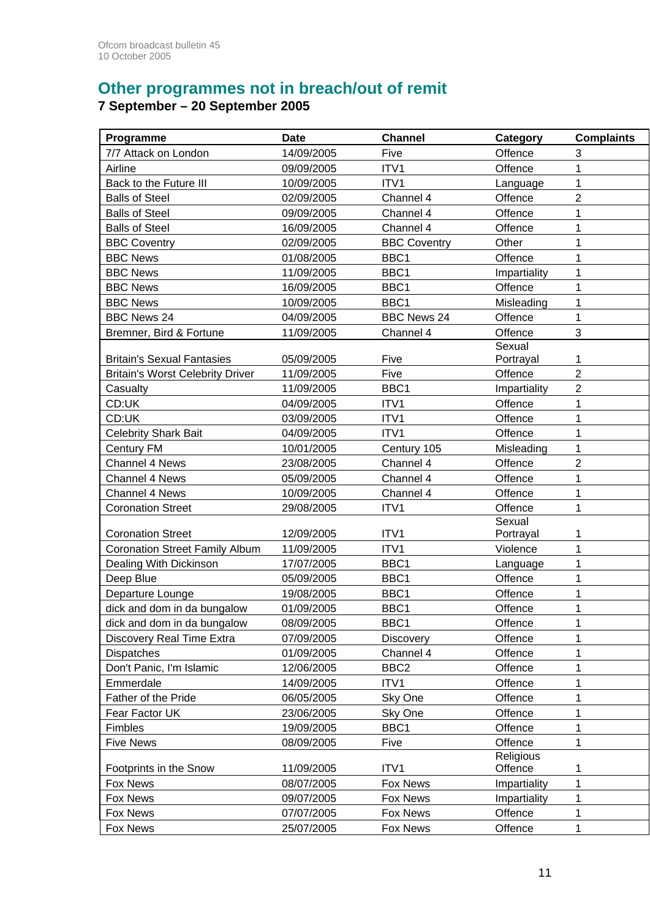## Other programmes not in breach/out of remit

**7 September – 20 September 2005**

| Programme | Date | Channel | Category | Complaints |
|---|---|---|---|---|
| 7/7 Attack on London | 14/09/2005 | Five | Offence | 3 |
| Airline | 09/09/2005 | ITV1 | Offence | 1 |
| Back to the Future III | 10/09/2005 | ITV1 | Language | 1 |
| Balls of Steel | 02/09/2005 | Channel 4 | Offence | 2 |
| Balls of Steel | 09/09/2005 | Channel 4 | Offence | 1 |
| Balls of Steel | 16/09/2005 | Channel 4 | Offence | 1 |
| BBC Coventry | 02/09/2005 | BBC Coventry | Other | 1 |
| BBC News | 01/08/2005 | BBC1 | Offence | 1 |
| BBC News | 11/09/2005 | BBC1 | Impartiality | 1 |
| BBC News | 16/09/2005 | BBC1 | Offence | 1 |
| BBC News | 10/09/2005 | BBC1 | Misleading | 1 |
| BBC News 24 | 04/09/2005 | BBC News 24 | Offence | 1 |
| Bremner, Bird & Fortune | 11/09/2005 | Channel 4 | Offence | 3 |
| Britain's Sexual Fantasies | 05/09/2005 | Five | Sexual Portrayal | 1 |
| Britain's Worst Celebrity Driver | 11/09/2005 | Five | Offence | 2 |
| Casualty | 11/09/2005 | BBC1 | Impartiality | 2 |
| CD:UK | 04/09/2005 | ITV1 | Offence | 1 |
| CD:UK | 03/09/2005 | ITV1 | Offence | 1 |
| Celebrity Shark Bait | 04/09/2005 | ITV1 | Offence | 1 |
| Century FM | 10/01/2005 | Century 105 | Misleading | 1 |
| Channel 4 News | 23/08/2005 | Channel 4 | Offence | 2 |
| Channel 4 News | 05/09/2005 | Channel 4 | Offence | 1 |
| Channel 4 News | 10/09/2005 | Channel 4 | Offence | 1 |
| Coronation Street | 29/08/2005 | ITV1 | Offence | 1 |
| Coronation Street | 12/09/2005 | ITV1 | Sexual Portrayal | 1 |
| Coronation Street Family Album | 11/09/2005 | ITV1 | Violence | 1 |
| Dealing With Dickinson | 17/07/2005 | BBC1 | Language | 1 |
| Deep Blue | 05/09/2005 | BBC1 | Offence | 1 |
| Departure Lounge | 19/08/2005 | BBC1 | Offence | 1 |
| dick and dom in da bungalow | 01/09/2005 | BBC1 | Offence | 1 |
| dick and dom in da bungalow | 08/09/2005 | BBC1 | Offence | 1 |
| Discovery Real Time Extra | 07/09/2005 | Discovery | Offence | 1 |
| Dispatches | 01/09/2005 | Channel 4 | Offence | 1 |
| Don't Panic, I'm Islamic | 12/06/2005 | BBC2 | Offence | 1 |
| Emmerdale | 14/09/2005 | ITV1 | Offence | 1 |
| Father of the Pride | 06/05/2005 | Sky One | Offence | 1 |
| Fear Factor UK | 23/06/2005 | Sky One | Offence | 1 |
| Fimbles | 19/09/2005 | BBC1 | Offence | 1 |
| Five News | 08/09/2005 | Five | Offence | 1 |
| Footprints in the Snow | 11/09/2005 | ITV1 | Religious Offence | 1 |
| Fox News | 08/07/2005 | Fox News | Impartiality | 1 |
| Fox News | 09/07/2005 | Fox News | Impartiality | 1 |
| Fox News | 07/07/2005 | Fox News | Offence | 1 |
| Fox News | 25/07/2005 | Fox News | Offence | 1 |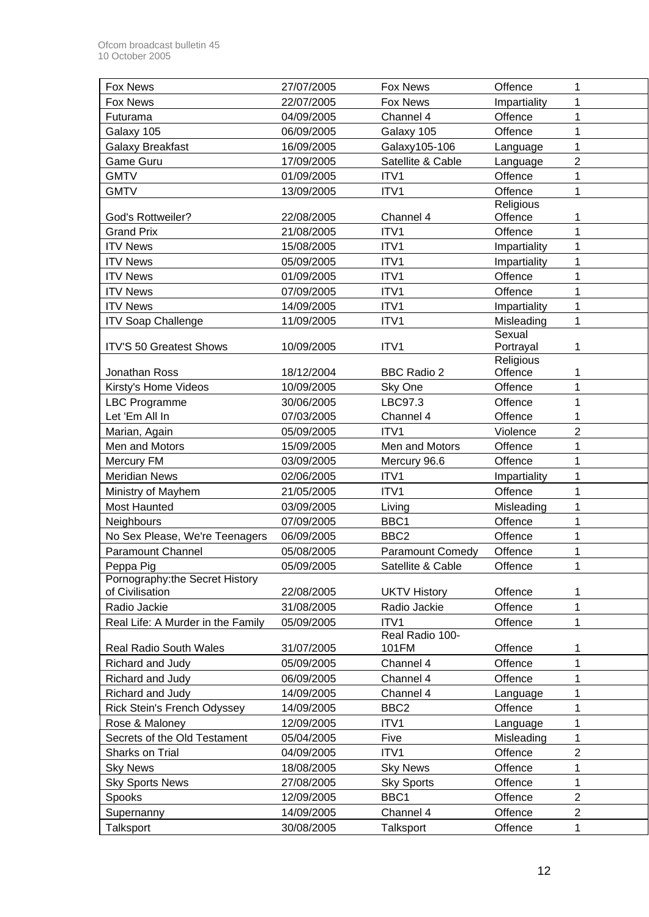| Fox News | 27/07/2005 | Fox News | Offence | 1 |
|---|---|---|---|---|
| Fox News | 22/07/2005 | Fox News | Impartiality | 1 |
| Futurama | 04/09/2005 | Channel 4 | Offence | 1 |
| Galaxy 105 | 06/09/2005 | Galaxy 105 | Offence | 1 |
| Galaxy Breakfast | 16/09/2005 | Galaxy105-106 | Language | 1 |
| Game Guru | 17/09/2005 | Satellite & Cable | Language | 2 |
| GMTV | 01/09/2005 | ITV1 | Offence | 1 |
| GMTV | 13/09/2005 | ITV1 | Offence | 1 |
| God's Rottweiler? | 22/08/2005 | Channel 4 | Religious Offence | 1 |
| Grand Prix | 21/08/2005 | ITV1 | Offence | 1 |
| ITV News | 15/08/2005 | ITV1 | Impartiality | 1 |
| ITV News | 05/09/2005 | ITV1 | Impartiality | 1 |
| ITV News | 01/09/2005 | ITV1 | Offence | 1 |
| ITV News | 07/09/2005 | ITV1 | Offence | 1 |
| ITV News | 14/09/2005 | ITV1 | Impartiality | 1 |
| ITV Soap Challenge | 11/09/2005 | ITV1 | Misleading | 1 |
| ITV'S 50 Greatest Shows | 10/09/2005 | ITV1 | Sexual Portrayal | 1 |
| Jonathan Ross | 18/12/2004 | BBC Radio 2 | Religious Offence | 1 |
| Kirsty's Home Videos | 10/09/2005 | Sky One | Offence | 1 |
| LBC Programme | 30/06/2005 | LBC97.3 | Offence | 1 |
| Let 'Em All In | 07/03/2005 | Channel 4 | Offence | 1 |
| Marian, Again | 05/09/2005 | ITV1 | Violence | 2 |
| Men and Motors | 15/09/2005 | Men and Motors | Offence | 1 |
| Mercury FM | 03/09/2005 | Mercury 96.6 | Offence | 1 |
| Meridian News | 02/06/2005 | ITV1 | Impartiality | 1 |
| Ministry of Mayhem | 21/05/2005 | ITV1 | Offence | 1 |
| Most Haunted | 03/09/2005 | Living | Misleading | 1 |
| Neighbours | 07/09/2005 | BBC1 | Offence | 1 |
| No Sex Please, We're Teenagers | 06/09/2005 | BBC2 | Offence | 1 |
| Paramount Channel | 05/08/2005 | Paramount Comedy | Offence | 1 |
| Peppa Pig | 05/09/2005 | Satellite & Cable | Offence | 1 |
| Pornography:the Secret History of Civilisation | 22/08/2005 | UKTV History | Offence | 1 |
| Radio Jackie | 31/08/2005 | Radio Jackie | Offence | 1 |
| Real Life: A Murder in the Family | 05/09/2005 | ITV1 | Offence | 1 |
| Real Radio South Wales | 31/07/2005 | Real Radio 100-101FM | Offence | 1 |
| Richard and Judy | 05/09/2005 | Channel 4 | Offence | 1 |
| Richard and Judy | 06/09/2005 | Channel 4 | Offence | 1 |
| Richard and Judy | 14/09/2005 | Channel 4 | Language | 1 |
| Rick Stein's French Odyssey | 14/09/2005 | BBC2 | Offence | 1 |
| Rose & Maloney | 12/09/2005 | ITV1 | Language | 1 |
| Secrets of the Old Testament | 05/04/2005 | Five | Misleading | 1 |
| Sharks on Trial | 04/09/2005 | ITV1 | Offence | 2 |
| Sky News | 18/08/2005 | Sky News | Offence | 1 |
| Sky Sports News | 27/08/2005 | Sky Sports | Offence | 1 |
| Spooks | 12/09/2005 | BBC1 | Offence | 2 |
| Supernanny | 14/09/2005 | Channel 4 | Offence | 2 |
| Talksport | 30/08/2005 | Talksport | Offence | 1 |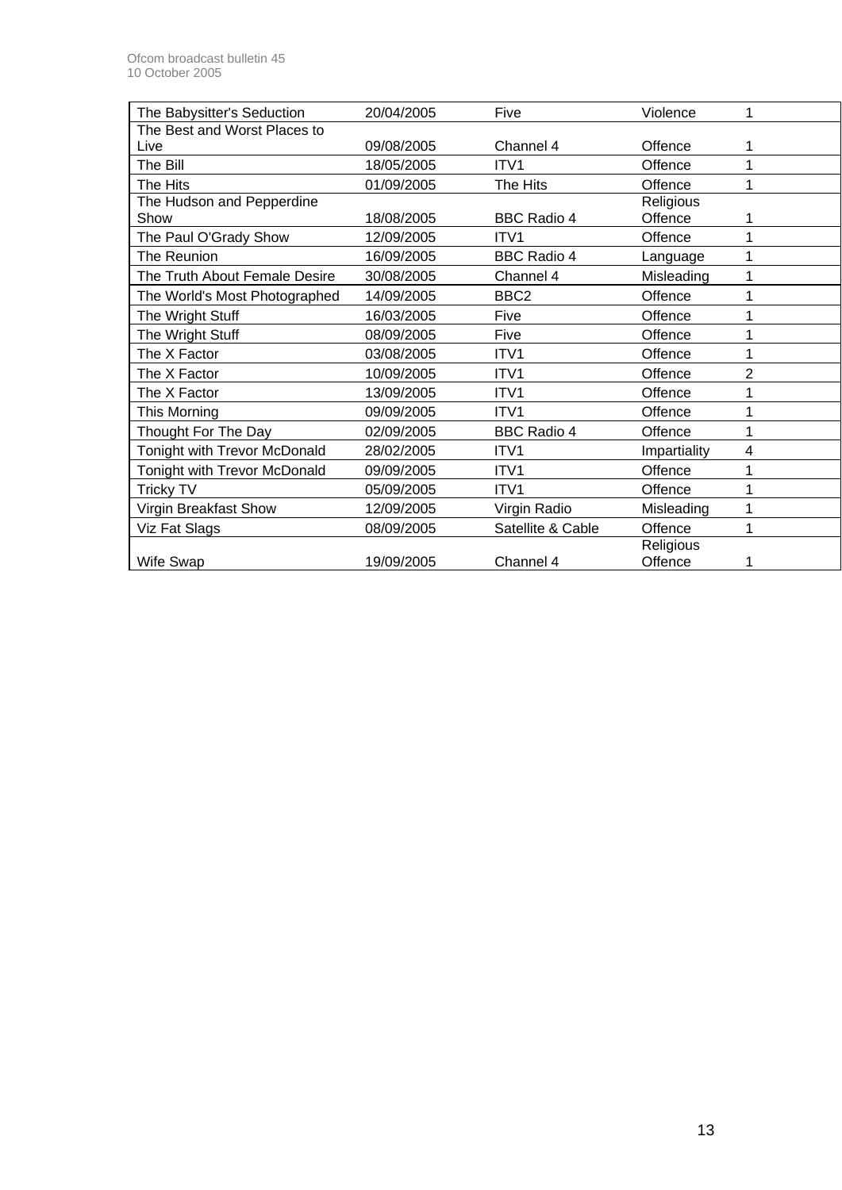| | | | | |
|---|---|---|---|---|
| The Babysitter's Seduction | 20/04/2005 | Five | Violence | 1 |
| The Best and Worst Places to Live | 09/08/2005 | Channel 4 | Offence | 1 |
| The Bill | 18/05/2005 | ITV1 | Offence | 1 |
| The Hits | 01/09/2005 | The Hits | Offence | 1 |
| The Hudson and Pepperdine Show | 18/08/2005 | BBC Radio 4 | Religious Offence | 1 |
| The Paul O'Grady Show | 12/09/2005 | ITV1 | Offence | 1 |
| The Reunion | 16/09/2005 | BBC Radio 4 | Language | 1 |
| The Truth About Female Desire | 30/08/2005 | Channel 4 | Misleading | 1 |
| The World's Most Photographed | 14/09/2005 | BBC2 | Offence | 1 |
| The Wright Stuff | 16/03/2005 | Five | Offence | 1 |
| The Wright Stuff | 08/09/2005 | Five | Offence | 1 |
| The X Factor | 03/08/2005 | ITV1 | Offence | 1 |
| The X Factor | 10/09/2005 | ITV1 | Offence | 2 |
| The X Factor | 13/09/2005 | ITV1 | Offence | 1 |
| This Morning | 09/09/2005 | ITV1 | Offence | 1 |
| Thought For The Day | 02/09/2005 | BBC Radio 4 | Offence | 1 |
| Tonight with Trevor McDonald | 28/02/2005 | ITV1 | Impartiality | 4 |
| Tonight with Trevor McDonald | 09/09/2005 | ITV1 | Offence | 1 |
| Tricky TV | 05/09/2005 | ITV1 | Offence | 1 |
| Virgin Breakfast Show | 12/09/2005 | Virgin Radio | Misleading | 1 |
| Viz Fat Slags | 08/09/2005 | Satellite & Cable | Offence | 1 |
| Wife Swap | 19/09/2005 | Channel 4 | Religious Offence | 1 |